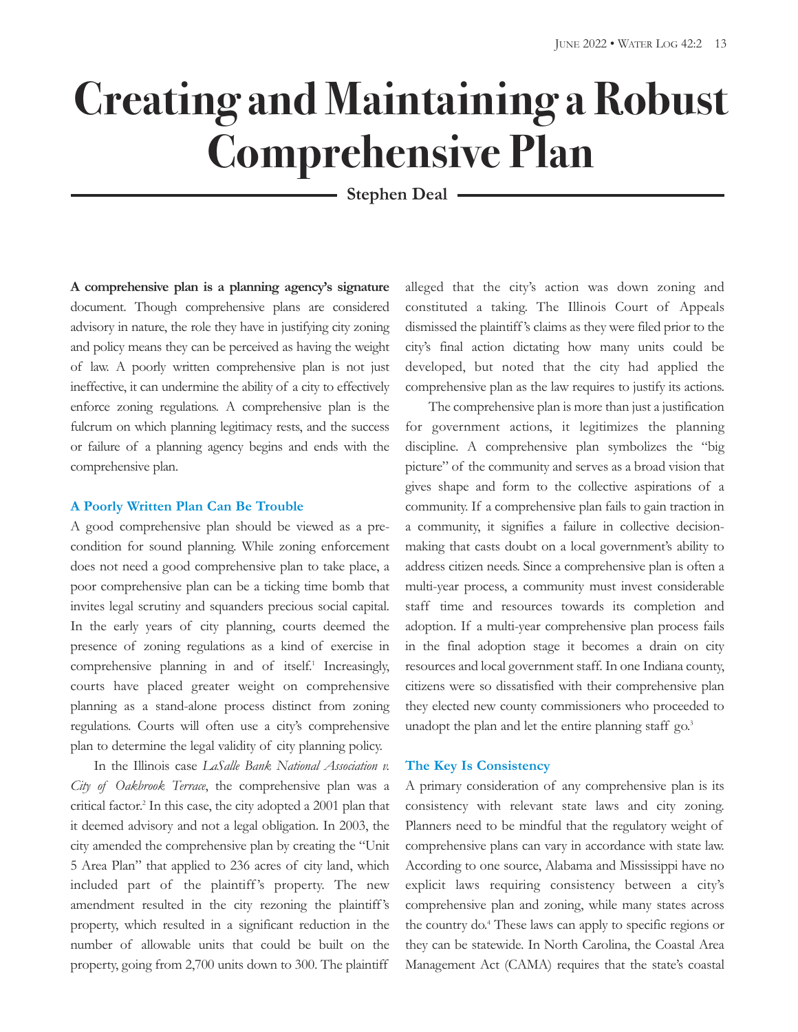# Creating and Maintaining a Robust Comprehensive Plan

**Stephen Deal**

**A comprehensive plan is a planning agency's signature** document. Though comprehensive plans are considered advisory in nature, the role they have in justifying city zoning and policy means they can be perceived as having the weight of law. A poorly written comprehensive plan is not just ineffective, it can undermine the ability of a city to effectively enforce zoning regulations. A comprehensive plan is the fulcrum on which planning legitimacy rests, and the success or failure of a planning agency begins and ends with the comprehensive plan.

## A Poorly Written Plan Can Be Trouble

A good comprehensive plan should be viewed as a pre-condition for sound planning. While zoning enforcement does not need a good comprehensive plan to take place, a poor comprehensive plan can be a ticking time bomb that invites legal scrutiny and squanders precious social capital. In the early years of city planning, courts deemed the presence of zoning regulations as a kind of exercise in comprehensive planning in and of itself.[1] Increasingly, courts have placed greater weight on comprehensive planning as a stand-alone process distinct from zoning regulations. Courts will often use a city's comprehensive plan to determine the legal validity of city planning policy.

In the Illinois case *LaSalle Bank National Association v. City of Oakbrook Terrace*, the comprehensive plan was a critical factor.[2] In this case, the city adopted a 2001 plan that it deemed advisory and not a legal obligation. In 2003, the city amended the comprehensive plan by creating the "Unit 5 Area Plan" that applied to 236 acres of city land, which included part of the plaintiff's property. The new amendment resulted in the city rezoning the plaintiff's property, which resulted in a significant reduction in the number of allowable units that could be built on the property, going from 2,700 units down to 300. The plaintiff alleged that the city's action was down zoning and constituted a taking. The Illinois Court of Appeals dismissed the plaintiff's claims as they were filed prior to the city's final action dictating how many units could be developed, but noted that the city had applied the comprehensive plan as the law requires to justify its actions.

The comprehensive plan is more than just a justification for government actions, it legitimizes the planning discipline. A comprehensive plan symbolizes the "big picture" of the community and serves as a broad vision that gives shape and form to the collective aspirations of a community. If a comprehensive plan fails to gain traction in a community, it signifies a failure in collective decision-making that casts doubt on a local government's ability to address citizen needs. Since a comprehensive plan is often a multi-year process, a community must invest considerable staff time and resources towards its completion and adoption. If a multi-year comprehensive plan process fails in the final adoption stage it becomes a drain on city resources and local government staff. In one Indiana county, citizens were so dissatisfied with their comprehensive plan they elected new county commissioners who proceeded to unadopt the plan and let the entire planning staff go.[3]

## The Key Is Consistency

A primary consideration of any comprehensive plan is its consistency with relevant state laws and city zoning. Planners need to be mindful that the regulatory weight of comprehensive plans can vary in accordance with state law. According to one source, Alabama and Mississippi have no explicit laws requiring consistency between a city's comprehensive plan and zoning, while many states across the country do.[4] These laws can apply to specific regions or they can be statewide. In North Carolina, the Coastal Area Management Act (CAMA) requires that the state's coastal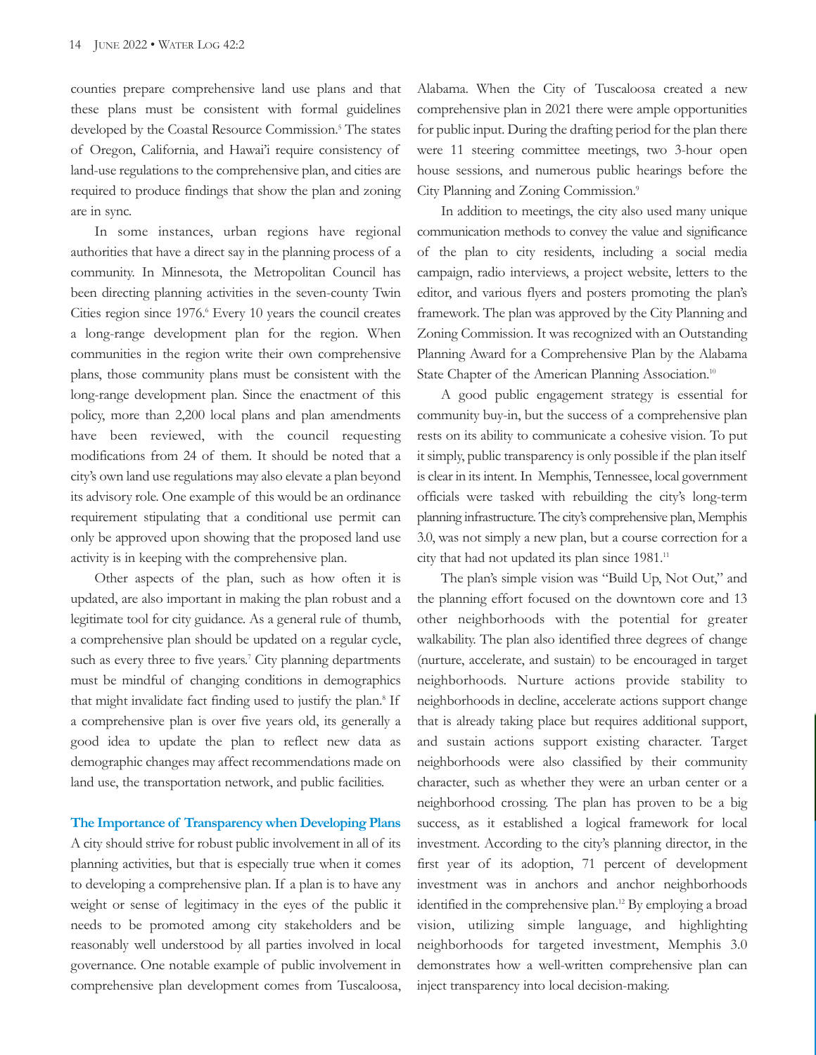counties prepare comprehensive land use plans and that these plans must be consistent with formal guidelines developed by the Coastal Resource Commission.[5] The states of Oregon, California, and Hawai'i require consistency of land-use regulations to the comprehensive plan, and cities are required to produce findings that show the plan and zoning are in sync.

In some instances, urban regions have regional authorities that have a direct say in the planning process of a community. In Minnesota, the Metropolitan Council has been directing planning activities in the seven-county Twin Cities region since 1976.[6] Every 10 years the council creates a long-range development plan for the region. When communities in the region write their own comprehensive plans, those community plans must be consistent with the long-range development plan. Since the enactment of this policy, more than 2,200 local plans and plan amendments have been reviewed, with the council requesting modifications from 24 of them. It should be noted that a city's own land use regulations may also elevate a plan beyond its advisory role. One example of this would be an ordinance requirement stipulating that a conditional use permit can only be approved upon showing that the proposed land use activity is in keeping with the comprehensive plan.

Other aspects of the plan, such as how often it is updated, are also important in making the plan robust and a legitimate tool for city guidance. As a general rule of thumb, a comprehensive plan should be updated on a regular cycle, such as every three to five years.[7] City planning departments must be mindful of changing conditions in demographics that might invalidate fact finding used to justify the plan.[8] If a comprehensive plan is over five years old, its generally a good idea to update the plan to reflect new data as demographic changes may affect recommendations made on land use, the transportation network, and public facilities.

### The Importance of Transparency when Developing Plans

A city should strive for robust public involvement in all of its planning activities, but that is especially true when it comes to developing a comprehensive plan. If a plan is to have any weight or sense of legitimacy in the eyes of the public it needs to be promoted among city stakeholders and be reasonably well understood by all parties involved in local governance. One notable example of public involvement in comprehensive plan development comes from Tuscaloosa, Alabama. When the City of Tuscaloosa created a new comprehensive plan in 2021 there were ample opportunities for public input. During the drafting period for the plan there were 11 steering committee meetings, two 3-hour open house sessions, and numerous public hearings before the City Planning and Zoning Commission.[9]

In addition to meetings, the city also used many unique communication methods to convey the value and significance of the plan to city residents, including a social media campaign, radio interviews, a project website, letters to the editor, and various flyers and posters promoting the plan's framework. The plan was approved by the City Planning and Zoning Commission. It was recognized with an Outstanding Planning Award for a Comprehensive Plan by the Alabama State Chapter of the American Planning Association.[10]

A good public engagement strategy is essential for community buy-in, but the success of a comprehensive plan rests on its ability to communicate a cohesive vision. To put it simply, public transparency is only possible if the plan itself is clear in its intent. In Memphis, Tennessee, local government officials were tasked with rebuilding the city's long-term planning infrastructure. The city's comprehensive plan, Memphis 3.0, was not simply a new plan, but a course correction for a city that had not updated its plan since 1981.[11]

The plan's simple vision was "Build Up, Not Out," and the planning effort focused on the downtown core and 13 other neighborhoods with the potential for greater walkability. The plan also identified three degrees of change (nurture, accelerate, and sustain) to be encouraged in target neighborhoods. Nurture actions provide stability to neighborhoods in decline, accelerate actions support change that is already taking place but requires additional support, and sustain actions support existing character. Target neighborhoods were also classified by their community character, such as whether they were an urban center or a neighborhood crossing. The plan has proven to be a big success, as it established a logical framework for local investment. According to the city's planning director, in the first year of its adoption, 71 percent of development investment was in anchors and anchor neighborhoods identified in the comprehensive plan.[12] By employing a broad vision, utilizing simple language, and highlighting neighborhoods for targeted investment, Memphis 3.0 demonstrates how a well-written comprehensive plan can inject transparency into local decision-making.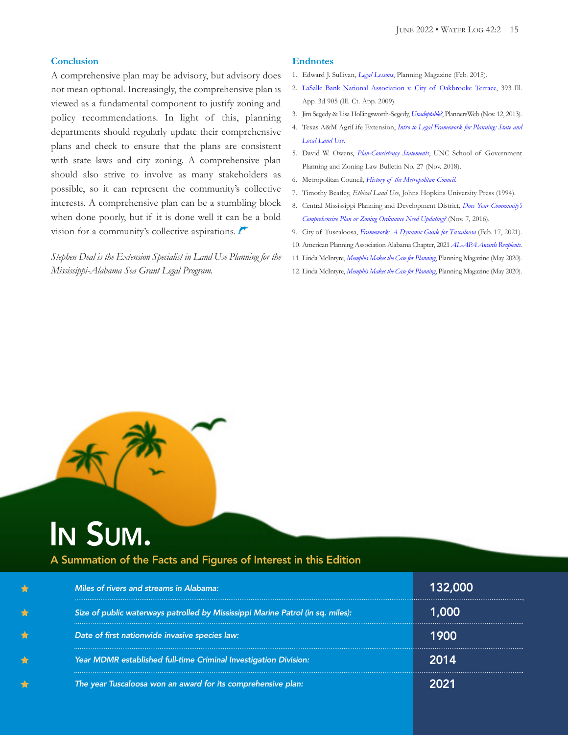## Conclusion

A comprehensive plan may be advisory, but advisory does not mean optional. Increasingly, the comprehensive plan is viewed as a fundamental component to justify zoning and policy recommendations. In light of this, planning departments should regularly update their comprehensive plans and check to ensure that the plans are consistent with state laws and city zoning. A comprehensive plan should also strive to involve as many stakeholders as possible, so it can represent the community's collective interests. A comprehensive plan can be a stumbling block when done poorly, but if it is done well it can be a bold vision for a community's collective aspirations.

*Stephen Deal is the Extension Specialist in Land Use Planning for the Mississippi-Alabama Sea Grant Legal Program.*

## Endnotes

1. Edward J. Sullivan, *Legal Lessons*, Planning Magazine (Feb. 2015).
2. LaSalle Bank National Association v. City of Oakbrooke Terrace, 393 Ill. App. 3d 905 (Ill. Ct. App. 2009).
3. Jim Segedy & Lisa Hollingsworth-Segedy, *Unadoptable?*, PlannersWeb (Nov. 12, 2013).
4. Texas A&M AgriLife Extension, *Intro to Legal Framework for Planning: State and Local Land Use*.
5. David W. Owens, *Plan-Consistency Statements*, UNC School of Government Planning and Zoning Law Bulletin No. 27 (Nov. 2018).
6. Metropolitan Council, *History of the Metropolitan Council*.
7. Timothy Beatley, *Ethical Land Use*, Johns Hopkins University Press (1994).
8. Central Mississippi Planning and Development District, *Does Your Community's Comprehensive Plan or Zoning Ordinance Need Updating?* (Nov. 7, 2016).
9. City of Tuscaloosa, *Framework: A Dynamic Guide for Tuscaloosa* (Feb. 17, 2021).
10. American Planning Association Alabama Chapter, 2021 *AL-APA Awards Recipients*.
11. Linda McIntyre, *Memphis Makes the Case for Planning*, Planning Magazine (May 2020).
12. Linda McIntyre, *Memphis Makes the Case for Planning*, Planning Magazine (May 2020).

# In Sum.

## A Summation of the Facts and Figures of Interest in this Edition

| | |
|---|---|
| *Miles of rivers and streams in Alabama:* | 132,000 |
| *Size of public waterways patrolled by Mississippi Marine Patrol (in sq. miles):* | 1,000 |
| *Date of first nationwide invasive species law:* | 1900 |
| *Year MDMR established full-time Criminal Investigation Division:* | 2014 |
| *The year Tuscaloosa won an award for its comprehensive plan:* | 2021 |